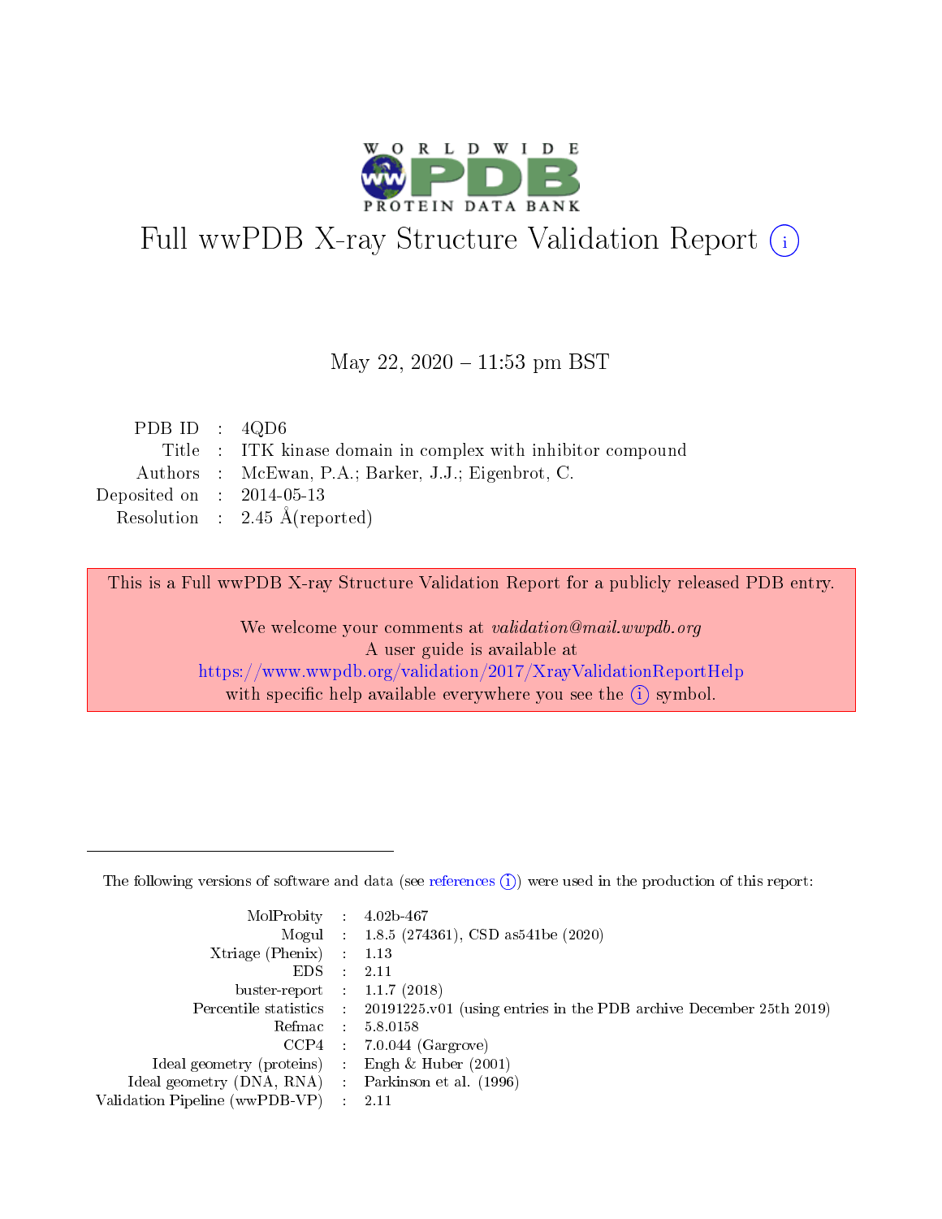# Full wwPDB X-ray Structure Validation Report (i)

May 22, 2020 – 11:53 pm BST

| | | |
|---|---|---|
| PDB ID | : | 4QD6 |
| Title | : | ITK kinase domain in complex with inhibitor compound |
| Authors | : | McEwan, P.A.; Barker, J.J.; Eigenbrot, C. |
| Deposited on | : | 2014-05-13 |
| Resolution | : | 2.45 Å(reported) |

This is a Full wwPDB X-ray Structure Validation Report for a publicly released PDB entry.

We welcome your comments at *validation@mail.wwpdb.org*
A user guide is available at
https://www.wwpdb.org/validation/2017/XrayValidationReportHelp
with specific help available everywhere you see the (i) symbol.

---

The following versions of software and data (see references (i)) were used in the production of this report:

| | | |
|---|---|---|
| MolProbity | : | 4.02b-467 |
| Mogul | : | 1.8.5 (274361), CSD as541be (2020) |
| Xtriage (Phenix) | : | 1.13 |
| EDS | : | 2.11 |
| buster-report | : | 1.1.7 (2018) |
| Percentile statistics | : | 20191225.v01 (using entries in the PDB archive December 25th 2019) |
| Refmac | : | 5.8.0158 |
| CCP4 | : | 7.0.044 (Gargrove) |
| Ideal geometry (proteins) | : | Engh & Huber (2001) |
| Ideal geometry (DNA, RNA) | : | Parkinson et al. (1996) |
| Validation Pipeline (wwPDB-VP) | : | 2.11 |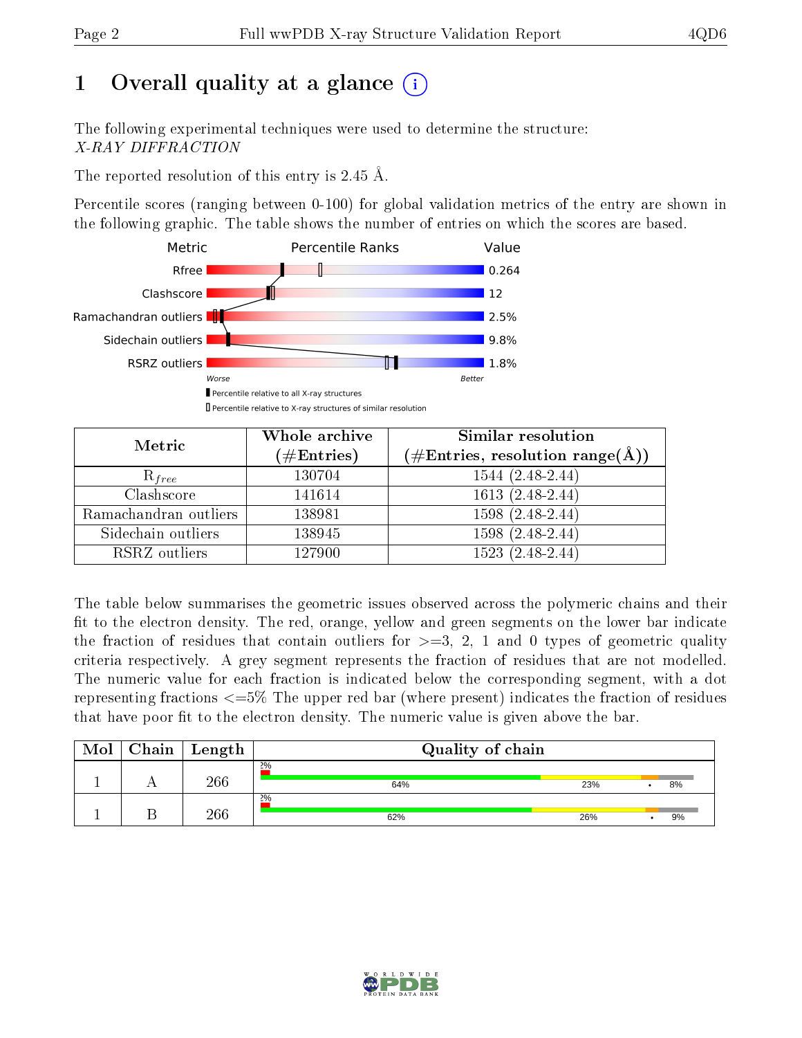# 1 Overall quality at a glance

The following experimental techniques were used to determine the structure:
*X-RAY DIFFRACTION*

The reported resolution of this entry is 2.45 Å.

Percentile scores (ranging between 0-100) for global validation metrics of the entry are shown in the following graphic. The table shows the number of entries on which the scores are based.

| Metric | Value |
|---|---|
| Rfree | 0.264 |
| Clashscore | 12 |
| Ramachandran outliers | 2.5% |
| Sidechain outliers | 9.8% |
| RSRZ outliers | 1.8% |

Worse — Better

Percentile relative to all X-ray structures

Percentile relative to X-ray structures of similar resolution

| Metric | Whole archive (#Entries) | Similar resolution (#Entries, resolution range(Å)) |
|---|---|---|
| $R_{free}$ | 130704 | 1544 (2.48-2.44) |
| Clashscore | 141614 | 1613 (2.48-2.44) |
| Ramachandran outliers | 138981 | 1598 (2.48-2.44) |
| Sidechain outliers | 138945 | 1598 (2.48-2.44) |
| RSRZ outliers | 127900 | 1523 (2.48-2.44) |

The table below summarises the geometric issues observed across the polymeric chains and their fit to the electron density. The red, orange, yellow and green segments on the lower bar indicate the fraction of residues that contain outliers for >=3, 2, 1 and 0 types of geometric quality criteria respectively. A grey segment represents the fraction of residues that are not modelled. The numeric value for each fraction is indicated below the corresponding segment, with a dot representing fractions <=5% The upper red bar (where present) indicates the fraction of residues that have poor fit to the electron density. The numeric value is given above the bar.

| Mol | Chain | Length | Quality of chain |
|---|---|---|---|
| 1 | A | 266 | 2%; 64%, 23%, •, 8% |
| 1 | B | 266 | 2%; 62%, 26%, •, 9% |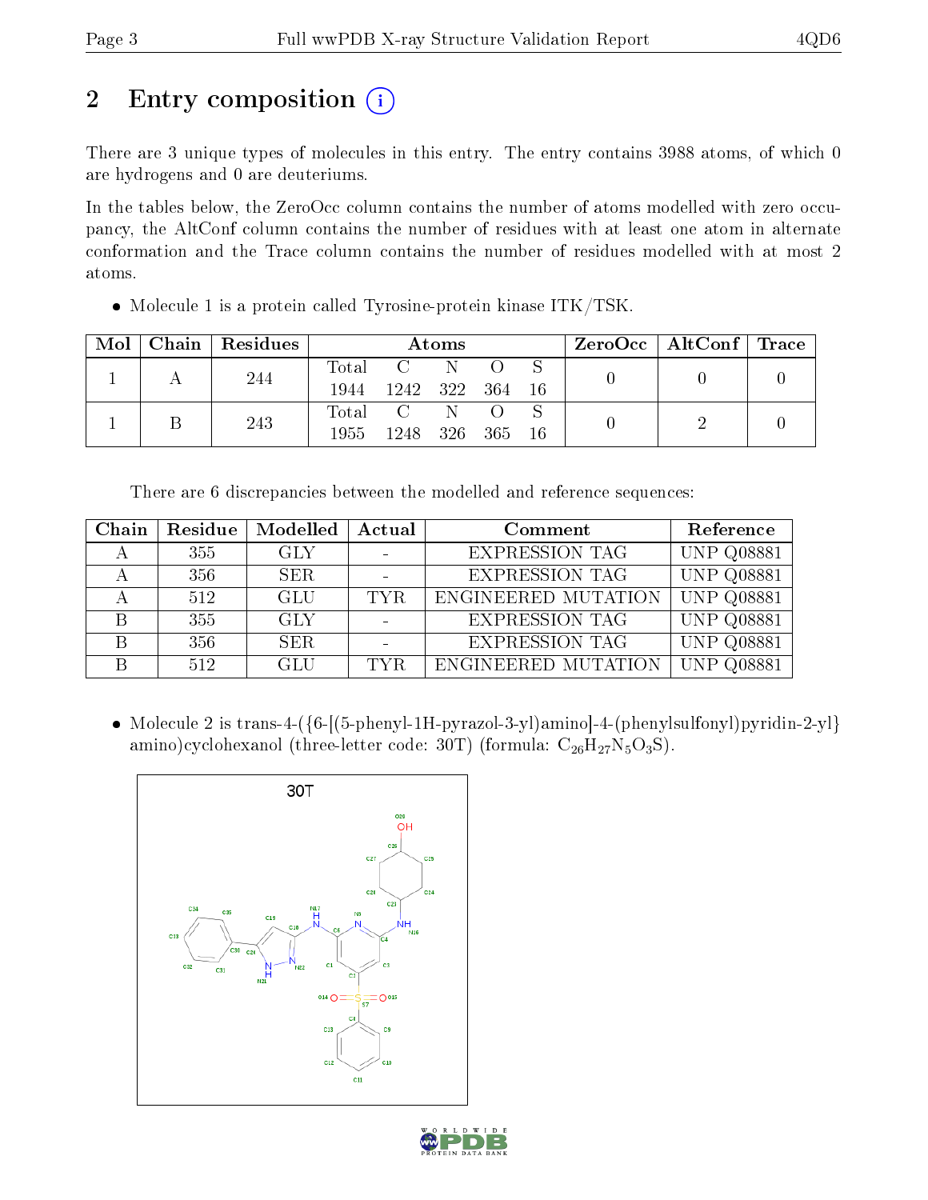# 2 Entry composition (i)

There are 3 unique types of molecules in this entry. The entry contains 3988 atoms, of which 0 are hydrogens and 0 are deuteriums.

In the tables below, the ZeroOcc column contains the number of atoms modelled with zero occupancy, the AltConf column contains the number of residues with at least one atom in alternate conformation and the Trace column contains the number of residues modelled with at most 2 atoms.

- Molecule 1 is a protein called Tyrosine-protein kinase ITK/TSK.

| Mol | Chain | Residues | Atoms | | | | | ZeroOcc | AltConf | Trace |
|---|---|---|---|---|---|---|---|---|---|---|
| 1 | A | 244 | Total<br>1944 | C<br>1242 | N<br>322 | O<br>364 | S<br>16 | 0 | 0 | 0 |
| 1 | B | 243 | Total<br>1955 | C<br>1248 | N<br>326 | O<br>365 | S<br>16 | 0 | 2 | 0 |

There are 6 discrepancies between the modelled and reference sequences:

| Chain | Residue | Modelled | Actual | Comment | Reference |
|---|---|---|---|---|---|
| A | 355 | GLY | - | EXPRESSION TAG | UNP Q08881 |
| A | 356 | SER | - | EXPRESSION TAG | UNP Q08881 |
| A | 512 | GLU | TYR | ENGINEERED MUTATION | UNP Q08881 |
| B | 355 | GLY | - | EXPRESSION TAG | UNP Q08881 |
| B | 356 | SER | - | EXPRESSION TAG | UNP Q08881 |
| B | 512 | GLU | TYR | ENGINEERED MUTATION | UNP Q08881 |

- Molecule 2 is trans-4-({6-[(5-phenyl-1H-pyrazol-3-yl)amino]-4-(phenylsulfonyl)pyridin-2-yl}amino)cyclohexanol (three-letter code: 30T) (formula: $C_{26}H_{27}N_5O_3S$).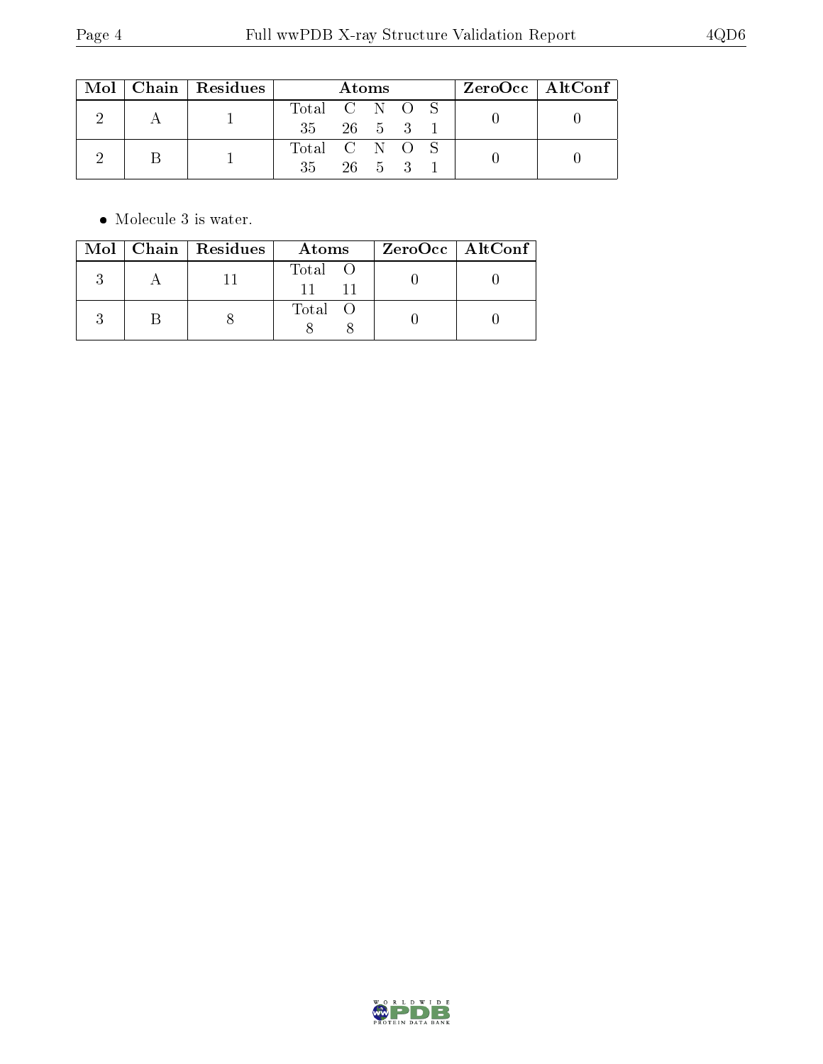| Mol | Chain | Residues | Atoms | | | | | ZeroOcc | AltConf |
|---|---|---|---|---|---|---|---|---|---|
| 2 | A | 1 | Total | C | N | O | S | 0 | 0 |
| | | | 35 | 26 | 5 | 3 | 1 | | |
| 2 | B | 1 | Total | C | N | O | S | 0 | 0 |
| | | | 35 | 26 | 5 | 3 | 1 | | |

- Molecule 3 is water.

| Mol | Chain | Residues | Atoms | | ZeroOcc | AltConf |
|---|---|---|---|---|---|---|
| 3 | A | 11 | Total | O | 0 | 0 |
| | | | 11 | 11 | | |
| 3 | B | 8 | Total | O | 0 | 0 |
| | | | 8 | 8 | | |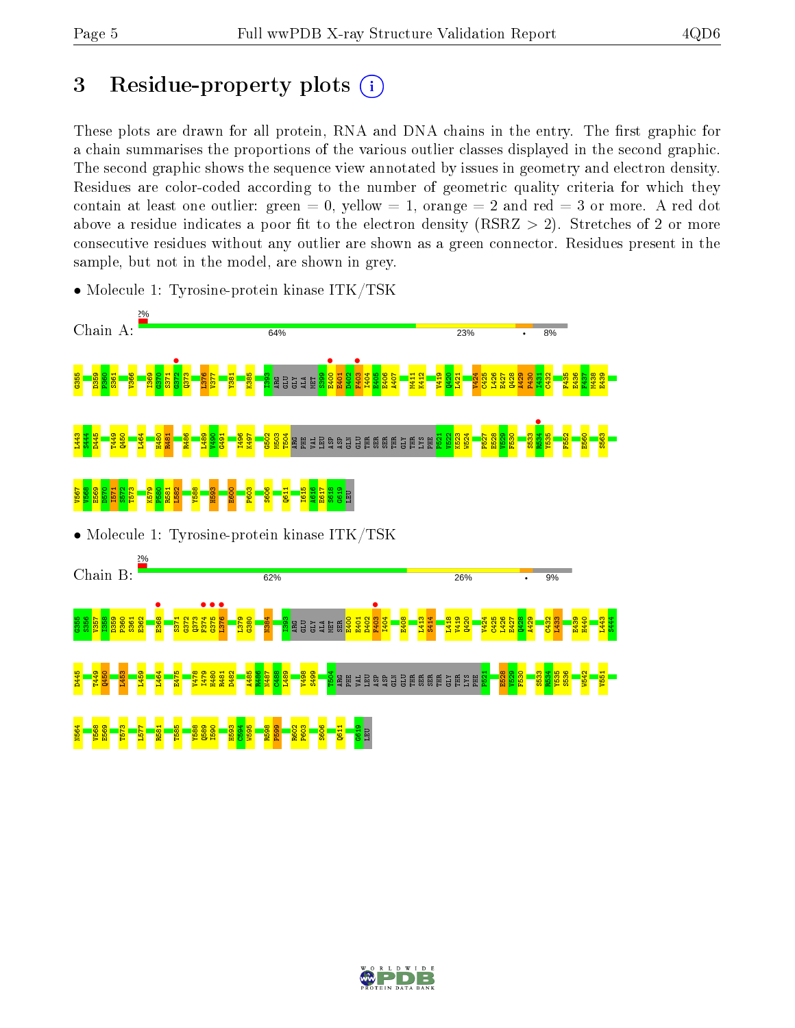# 3 Residue-property plots

These plots are drawn for all protein, RNA and DNA chains in the entry. The first graphic for a chain summarises the proportions of the various outlier classes displayed in the second graphic. The second graphic shows the sequence view annotated by issues in geometry and electron density. Residues are color-coded according to the number of geometric quality criteria for which they contain at least one outlier: green = 0, yellow = 1, orange = 2 and red = 3 or more. A red dot above a residue indicates a poor fit to the electron density (RSRZ > 2). Stretches of 2 or more consecutive residues without any outlier are shown as a green connector. Residues present in the sample, but not in the model, are shown in grey.

- Molecule 1: Tyrosine-protein kinase ITK/TSK

Chain A: 2% | 64% | 23% | • | 8%

G355 D359 P360 S361 V366 I369 G370 S371 G372 Q373 L376 V377 Y381 K385 I393 ARG GLU GLY ALA MET S399 E400 E401 D402 F403 I404 E405 E406 A407 M411 K412 V419 Q420 L421 V424 C425 L426 E427 Q428 A429 P430 I431 C432 F435 E436 F437 M438 E439 L443 S444 D445 T449 Q450 L464 H480 R481 R486 L489 V490 G491 I496 K497 G502 M503 T504 ARG PHE VAL LEU ASP ASP GLN GLU THR SER SER THR GLY THR LYS PHE P521 V522 K523 W524 P527 E528 V529 F530 S533 R534 Y535 F552 E560 S563 V567 V568 E569 D570 I571 S572 T573 K579 P580 R581 L582 Y588 H593 E600 P603 S606 Q611 I615 A616 E617 S618 G619 LEU

- Molecule 1: Tyrosine-protein kinase ITK/TSK

Chain B: 2% | 62% | 26% | • | 9%

G355 S356 V357 I358 D359 P360 S361 E362 E368 S371 G372 Q373 F374 G375 L376 L379 G380 N384 I393 ARG GLU GLY ALA MET SER E400 E401 D402 F403 I404 E408 L413 S414 L418 V419 Q420 V424 C425 L426 E427 Q428 A429 C432 L433 E439 H440 L443 S444 D445 T449 Q450 L453 L459 L464 E475 V478 I479 H480 R481 D482 A485 R486 N487 C488 L489 V498 S499 T504 ARG PHE VAL LEU ASP ASP GLN GLU THR SER SER THR GLY THR LYS PHE P521 E528 V529 F530 S533 R534 Y535 S536 W542 V551 N564 V568 E569 T573 L577 R581 T585 Y588 Q589 I590 H593 G594 W595 R598 P599 R602 P603 S606 Q611 G619 LEU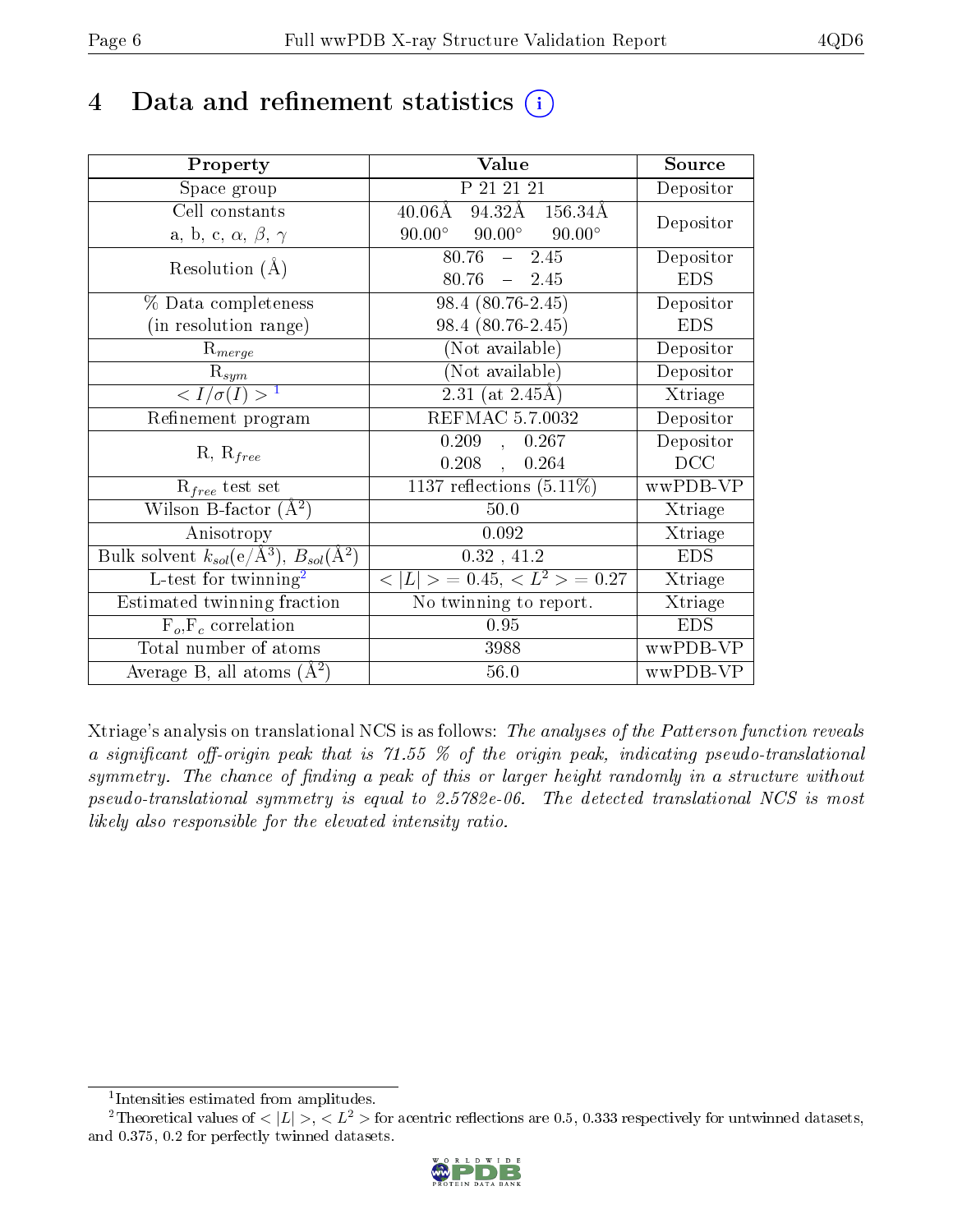# 4 Data and refinement statistics

| Property | Value | Source |
|---|---|---|
| Space group | P 21 21 21 | Depositor |
| Cell constants<br>a, b, c, $\alpha$, $\beta$, $\gamma$ | 40.06Å 94.32Å 156.34Å<br>90.00° 90.00° 90.00° | Depositor |
| Resolution (Å) | 80.76 – 2.45<br>80.76 – 2.45 | Depositor<br>EDS |
| % Data completeness<br>(in resolution range) | 98.4 (80.76-2.45)<br>98.4 (80.76-2.45) | Depositor<br>EDS |
| $R_{merge}$ | (Not available) | Depositor |
| $R_{sym}$ | (Not available) | Depositor |
| $< I/\sigma(I) >$ [1] | 2.31 (at 2.45Å) | Xtriage |
| Refinement program | REFMAC 5.7.0032 | Depositor |
| R, $R_{free}$ | 0.209 , 0.267<br>0.208 , 0.264 | Depositor<br>DCC |
| $R_{free}$ test set | 1137 reflections (5.11%) | wwPDB-VP |
| Wilson B-factor (Å$^2$) | 50.0 | Xtriage |
| Anisotropy | 0.092 | Xtriage |
| Bulk solvent $k_{sol}$(e/Å$^3$), $B_{sol}$(Å$^2$) | 0.32 , 41.2 | EDS |
| L-test for twinning[2] | $< \|L\| >$ = 0.45, $< L^2 >$ = 0.27 | Xtriage |
| Estimated twinning fraction | No twinning to report. | Xtriage |
| $F_o$,$F_c$ correlation | 0.95 | EDS |
| Total number of atoms | 3988 | wwPDB-VP |
| Average B, all atoms (Å$^2$) | 56.0 | wwPDB-VP |

Xtriage's analysis on translational NCS is as follows: *The analyses of the Patterson function reveals a significant off-origin peak that is 71.55 % of the origin peak, indicating pseudo-translational symmetry. The chance of finding a peak of this or larger height randomly in a structure without pseudo-translational symmetry is equal to 2.5782e-06. The detected translational NCS is most likely also responsible for the elevated intensity ratio.*

[1] Intensities estimated from amplitudes.

[2] Theoretical values of $< |L| >$, $< L^2 >$ for acentric reflections are 0.5, 0.333 respectively for untwinned datasets, and 0.375, 0.2 for perfectly twinned datasets.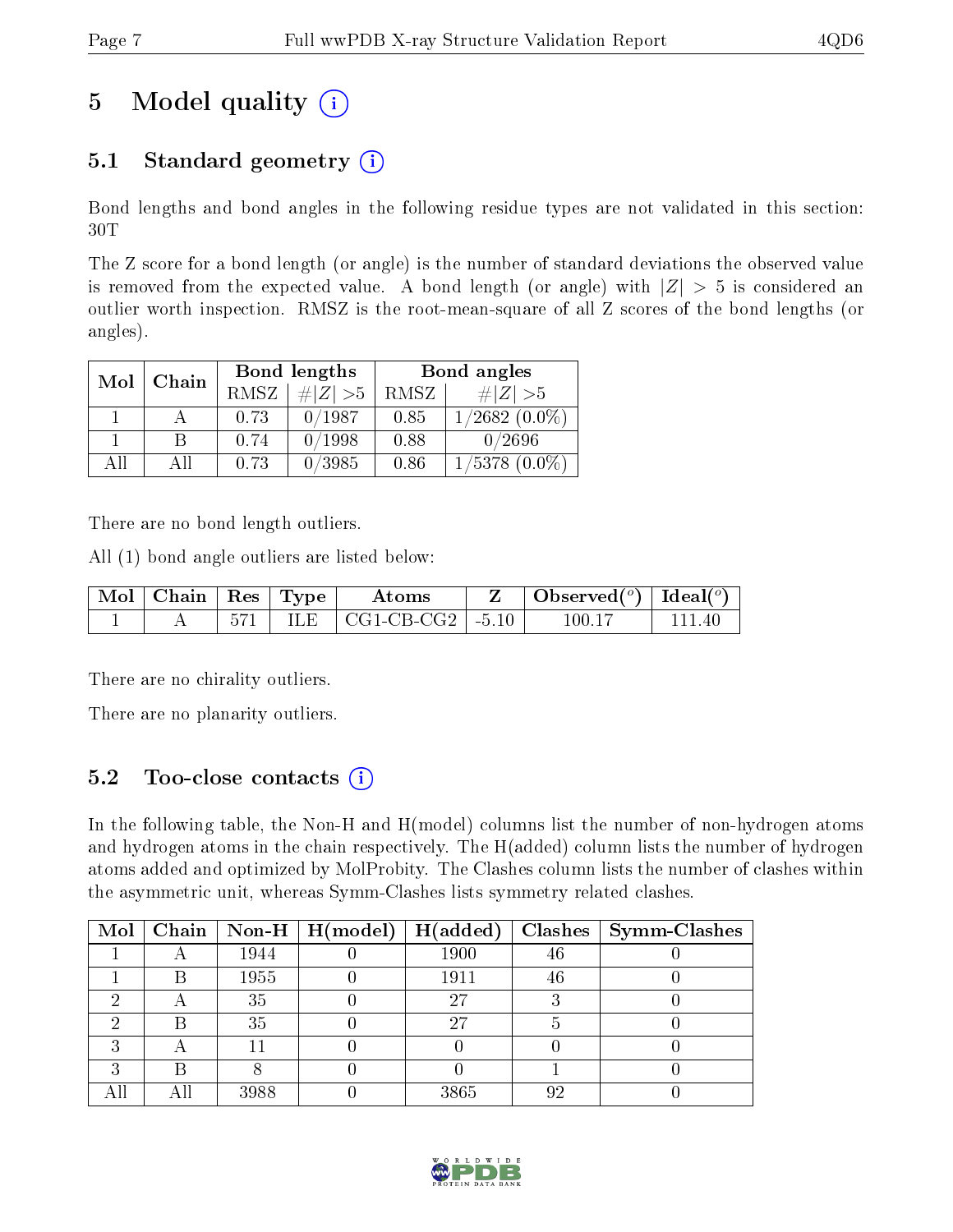# 5 Model quality

## 5.1 Standard geometry

Bond lengths and bond angles in the following residue types are not validated in this section: 30T

The Z score for a bond length (or angle) is the number of standard deviations the observed value is removed from the expected value. A bond length (or angle) with $|Z| > 5$ is considered an outlier worth inspection. RMSZ is the root-mean-square of all Z scores of the bond lengths (or angles).

| Mol | Chain | Bond lengths | | Bond angles | |
|---|---|---|---|---|---|
| | | RMSZ | #\|Z\| >5 | RMSZ | #\|Z\| >5 |
| 1 | A | 0.73 | 0/1987 | 0.85 | 1/2682 (0.0%) |
| 1 | B | 0.74 | 0/1998 | 0.88 | 0/2696 |
| All | All | 0.73 | 0/3985 | 0.86 | 1/5378 (0.0%) |

There are no bond length outliers.

All (1) bond angle outliers are listed below:

| Mol | Chain | Res | Type | Atoms | Z | Observed(°) | Ideal(°) |
|---|---|---|---|---|---|---|---|
| 1 | A | 571 | ILE | CG1-CB-CG2 | -5.10 | 100.17 | 111.40 |

There are no chirality outliers.

There are no planarity outliers.

## 5.2 Too-close contacts

In the following table, the Non-H and H(model) columns list the number of non-hydrogen atoms and hydrogen atoms in the chain respectively. The H(added) column lists the number of hydrogen atoms added and optimized by MolProbity. The Clashes column lists the number of clashes within the asymmetric unit, whereas Symm-Clashes lists symmetry related clashes.

| Mol | Chain | Non-H | H(model) | H(added) | Clashes | Symm-Clashes |
|---|---|---|---|---|---|---|
| 1 | A | 1944 | 0 | 1900 | 46 | 0 |
| 1 | B | 1955 | 0 | 1911 | 46 | 0 |
| 2 | A | 35 | 0 | 27 | 3 | 0 |
| 2 | B | 35 | 0 | 27 | 5 | 0 |
| 3 | A | 11 | 0 | 0 | 0 | 0 |
| 3 | B | 8 | 0 | 0 | 1 | 0 |
| All | All | 3988 | 0 | 3865 | 92 | 0 |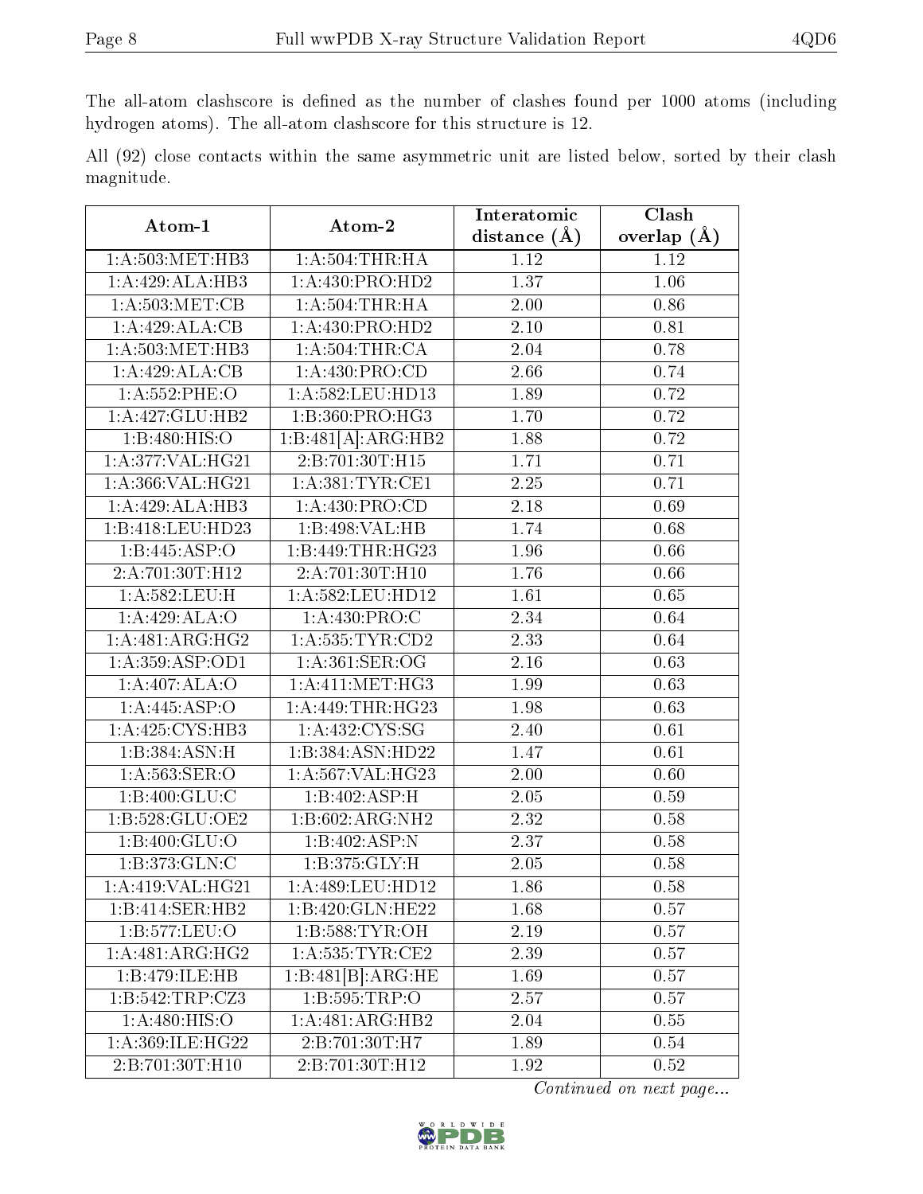The all-atom clashscore is defined as the number of clashes found per 1000 atoms (including hydrogen atoms). The all-atom clashscore for this structure is 12.

All (92) close contacts within the same asymmetric unit are listed below, sorted by their clash magnitude.

| Atom-1 | Atom-2 | Interatomic distance (Å) | Clash overlap (Å) |
|---|---|---|---|
| 1:A:503:MET:HB3 | 1:A:504:THR:HA | 1.12 | 1.12 |
| 1:A:429:ALA:HB3 | 1:A:430:PRO:HD2 | 1.37 | 1.06 |
| 1:A:503:MET:CB | 1:A:504:THR:HA | 2.00 | 0.86 |
| 1:A:429:ALA:CB | 1:A:430:PRO:HD2 | 2.10 | 0.81 |
| 1:A:503:MET:HB3 | 1:A:504:THR:CA | 2.04 | 0.78 |
| 1:A:429:ALA:CB | 1:A:430:PRO:CD | 2.66 | 0.74 |
| 1:A:552:PHE:O | 1:A:582:LEU:HD13 | 1.89 | 0.72 |
| 1:A:427:GLU:HB2 | 1:B:360:PRO:HG3 | 1.70 | 0.72 |
| 1:B:480:HIS:O | 1:B:481[A]:ARG:HB2 | 1.88 | 0.72 |
| 1:A:377:VAL:HG21 | 2:B:701:30T:H15 | 1.71 | 0.71 |
| 1:A:366:VAL:HG21 | 1:A:381:TYR:CE1 | 2.25 | 0.71 |
| 1:A:429:ALA:HB3 | 1:A:430:PRO:CD | 2.18 | 0.69 |
| 1:B:418:LEU:HD23 | 1:B:498:VAL:HB | 1.74 | 0.68 |
| 1:B:445:ASP:O | 1:B:449:THR:HG23 | 1.96 | 0.66 |
| 2:A:701:30T:H12 | 2:A:701:30T:H10 | 1.76 | 0.66 |
| 1:A:582:LEU:H | 1:A:582:LEU:HD12 | 1.61 | 0.65 |
| 1:A:429:ALA:O | 1:A:430:PRO:C | 2.34 | 0.64 |
| 1:A:481:ARG:HG2 | 1:A:535:TYR:CD2 | 2.33 | 0.64 |
| 1:A:359:ASP:OD1 | 1:A:361:SER:OG | 2.16 | 0.63 |
| 1:A:407:ALA:O | 1:A:411:MET:HG3 | 1.99 | 0.63 |
| 1:A:445:ASP:O | 1:A:449:THR:HG23 | 1.98 | 0.63 |
| 1:A:425:CYS:HB3 | 1:A:432:CYS:SG | 2.40 | 0.61 |
| 1:B:384:ASN:H | 1:B:384:ASN:HD22 | 1.47 | 0.61 |
| 1:A:563:SER:O | 1:A:567:VAL:HG23 | 2.00 | 0.60 |
| 1:B:400:GLU:C | 1:B:402:ASP:H | 2.05 | 0.59 |
| 1:B:528:GLU:OE2 | 1:B:602:ARG:NH2 | 2.32 | 0.58 |
| 1:B:400:GLU:O | 1:B:402:ASP:N | 2.37 | 0.58 |
| 1:B:373:GLN:C | 1:B:375:GLY:H | 2.05 | 0.58 |
| 1:A:419:VAL:HG21 | 1:A:489:LEU:HD12 | 1.86 | 0.58 |
| 1:B:414:SER:HB2 | 1:B:420:GLN:HE22 | 1.68 | 0.57 |
| 1:B:577:LEU:O | 1:B:588:TYR:OH | 2.19 | 0.57 |
| 1:A:481:ARG:HG2 | 1:A:535:TYR:CE2 | 2.39 | 0.57 |
| 1:B:479:ILE:HB | 1:B:481[B]:ARG:HE | 1.69 | 0.57 |
| 1:B:542:TRP:CZ3 | 1:B:595:TRP:O | 2.57 | 0.57 |
| 1:A:480:HIS:O | 1:A:481:ARG:HB2 | 2.04 | 0.55 |
| 1:A:369:ILE:HG22 | 2:B:701:30T:H7 | 1.89 | 0.54 |
| 2:B:701:30T:H10 | 2:B:701:30T:H12 | 1.92 | 0.52 |

*Continued on next page...*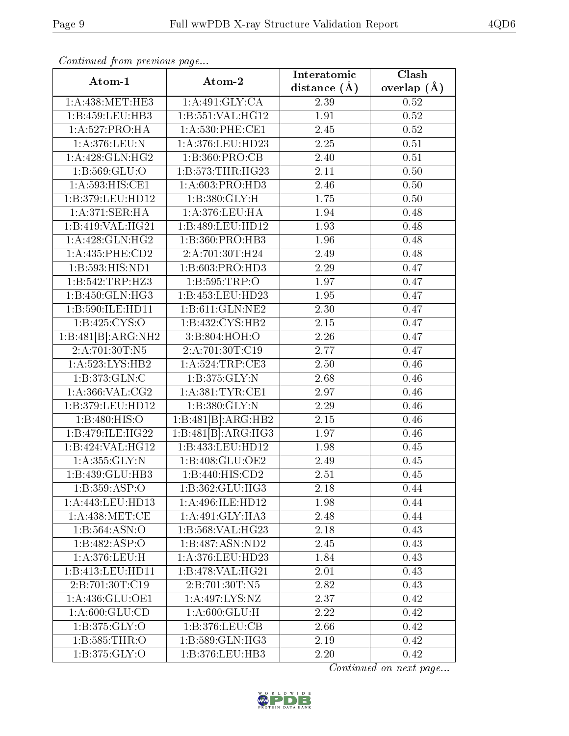*Continued from previous page...*

| Atom-1 | Atom-2 | Interatomic distance (Å) | Clash overlap (Å) |
|---|---|---|---|
| 1:A:438:MET:HE3 | 1:A:491:GLY:CA | 2.39 | 0.52 |
| 1:B:459:LEU:HB3 | 1:B:551:VAL:HG12 | 1.91 | 0.52 |
| 1:A:527:PRO:HA | 1:A:530:PHE:CE1 | 2.45 | 0.52 |
| 1:A:376:LEU:N | 1:A:376:LEU:HD23 | 2.25 | 0.51 |
| 1:A:428:GLN:HG2 | 1:B:360:PRO:CB | 2.40 | 0.51 |
| 1:B:569:GLU:O | 1:B:573:THR:HG23 | 2.11 | 0.50 |
| 1:A:593:HIS:CE1 | 1:A:603:PRO:HD3 | 2.46 | 0.50 |
| 1:B:379:LEU:HD12 | 1:B:380:GLY:H | 1.75 | 0.50 |
| 1:A:371:SER:HA | 1:A:376:LEU:HA | 1.94 | 0.48 |
| 1:B:419:VAL:HG21 | 1:B:489:LEU:HD12 | 1.93 | 0.48 |
| 1:A:428:GLN:HG2 | 1:B:360:PRO:HB3 | 1.96 | 0.48 |
| 1:A:435:PHE:CD2 | 2:A:701:30T:H24 | 2.49 | 0.48 |
| 1:B:593:HIS:ND1 | 1:B:603:PRO:HD3 | 2.29 | 0.47 |
| 1:B:542:TRP:HZ3 | 1:B:595:TRP:O | 1.97 | 0.47 |
| 1:B:450:GLN:HG3 | 1:B:453:LEU:HD23 | 1.95 | 0.47 |
| 1:B:590:ILE:HD11 | 1:B:611:GLN:NE2 | 2.30 | 0.47 |
| 1:B:425:CYS:O | 1:B:432:CYS:HB2 | 2.15 | 0.47 |
| 1:B:481[B]:ARG:NH2 | 3:B:804:HOH:O | 2.26 | 0.47 |
| 2:A:701:30T:N5 | 2:A:701:30T:C19 | 2.77 | 0.47 |
| 1:A:523:LYS:HB2 | 1:A:524:TRP:CE3 | 2.50 | 0.46 |
| 1:B:373:GLN:C | 1:B:375:GLY:N | 2.68 | 0.46 |
| 1:A:366:VAL:CG2 | 1:A:381:TYR:CE1 | 2.97 | 0.46 |
| 1:B:379:LEU:HD12 | 1:B:380:GLY:N | 2.29 | 0.46 |
| 1:B:480:HIS:O | 1:B:481[B]:ARG:HB2 | 2.15 | 0.46 |
| 1:B:479:ILE:HG22 | 1:B:481[B]:ARG:HG3 | 1.97 | 0.46 |
| 1:B:424:VAL:HG12 | 1:B:433:LEU:HD12 | 1.98 | 0.45 |
| 1:A:355:GLY:N | 1:B:408:GLU:OE2 | 2.49 | 0.45 |
| 1:B:439:GLU:HB3 | 1:B:440:HIS:CD2 | 2.51 | 0.45 |
| 1:B:359:ASP:O | 1:B:362:GLU:HG3 | 2.18 | 0.44 |
| 1:A:443:LEU:HD13 | 1:A:496:ILE:HD12 | 1.98 | 0.44 |
| 1:A:438:MET:CE | 1:A:491:GLY:HA3 | 2.48 | 0.44 |
| 1:B:564:ASN:O | 1:B:568:VAL:HG23 | 2.18 | 0.43 |
| 1:B:482:ASP:O | 1:B:487:ASN:ND2 | 2.45 | 0.43 |
| 1:A:376:LEU:H | 1:A:376:LEU:HD23 | 1.84 | 0.43 |
| 1:B:413:LEU:HD11 | 1:B:478:VAL:HG21 | 2.01 | 0.43 |
| 2:B:701:30T:C19 | 2:B:701:30T:N5 | 2.82 | 0.43 |
| 1:A:436:GLU:OE1 | 1:A:497:LYS:NZ | 2.37 | 0.42 |
| 1:A:600:GLU:CD | 1:A:600:GLU:H | 2.22 | 0.42 |
| 1:B:375:GLY:O | 1:B:376:LEU:CB | 2.66 | 0.42 |
| 1:B:585:THR:O | 1:B:589:GLN:HG3 | 2.19 | 0.42 |
| 1:B:375:GLY:O | 1:B:376:LEU:HB3 | 2.20 | 0.42 |

*Continued on next page...*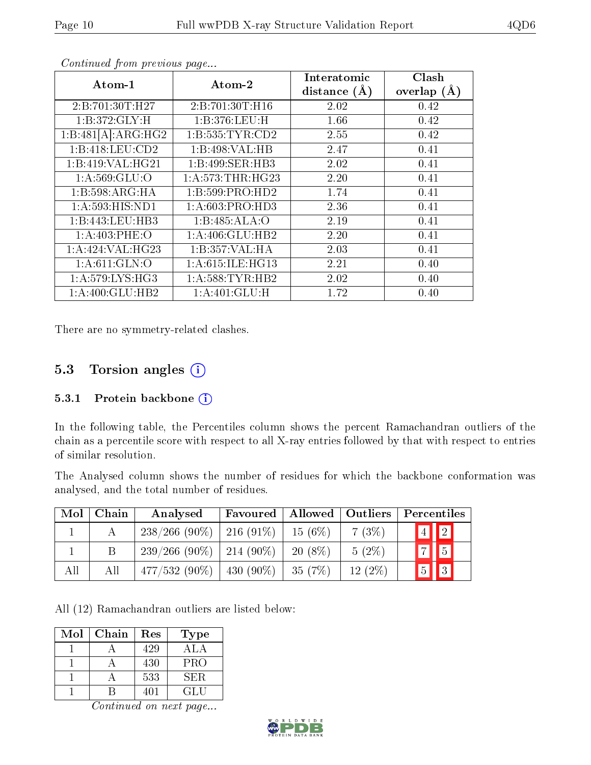*Continued from previous page...*

| Atom-1 | Atom-2 | Interatomic distance (Å) | Clash overlap (Å) |
|---|---|---|---|
| 2:B:701:30T:H27 | 2:B:701:30T:H16 | 2.02 | 0.42 |
| 1:B:372:GLY:H | 1:B:376:LEU:H | 1.66 | 0.42 |
| 1:B:481[A]:ARG:HG2 | 1:B:535:TYR:CD2 | 2.55 | 0.42 |
| 1:B:418:LEU:CD2 | 1:B:498:VAL:HB | 2.47 | 0.41 |
| 1:B:419:VAL:HG21 | 1:B:499:SER:HB3 | 2.02 | 0.41 |
| 1:A:569:GLU:O | 1:A:573:THR:HG23 | 2.20 | 0.41 |
| 1:B:598:ARG:HA | 1:B:599:PRO:HD2 | 1.74 | 0.41 |
| 1:A:593:HIS:ND1 | 1:A:603:PRO:HD3 | 2.36 | 0.41 |
| 1:B:443:LEU:HB3 | 1:B:485:ALA:O | 2.19 | 0.41 |
| 1:A:403:PHE:O | 1:A:406:GLU:HB2 | 2.20 | 0.41 |
| 1:A:424:VAL:HG23 | 1:B:357:VAL:HA | 2.03 | 0.41 |
| 1:A:611:GLN:O | 1:A:615:ILE:HG13 | 2.21 | 0.40 |
| 1:A:579:LYS:HG3 | 1:A:588:TYR:HB2 | 2.02 | 0.40 |
| 1:A:400:GLU:HB2 | 1:A:401:GLU:H | 1.72 | 0.40 |

There are no symmetry-related clashes.

## 5.3 Torsion angles

### 5.3.1 Protein backbone

In the following table, the Percentiles column shows the percent Ramachandran outliers of the chain as a percentile score with respect to all X-ray entries followed by that with respect to entries of similar resolution.

The Analysed column shows the number of residues for which the backbone conformation was analysed, and the total number of residues.

| Mol | Chain | Analysed | Favoured | Allowed | Outliers | Percentiles | |
|---|---|---|---|---|---|---|---|
| 1 | A | 238/266 (90%) | 216 (91%) | 15 (6%) | 7 (3%) | 4 | 2 |
| 1 | B | 239/266 (90%) | 214 (90%) | 20 (8%) | 5 (2%) | 7 | 5 |
| All | All | 477/532 (90%) | 430 (90%) | 35 (7%) | 12 (2%) | 5 | 3 |

All (12) Ramachandran outliers are listed below:

| Mol | Chain | Res | Type |
|---|---|---|---|
| 1 | A | 429 | ALA |
| 1 | A | 430 | PRO |
| 1 | A | 533 | SER |
| 1 | B | 401 | GLU |

*Continued on next page...*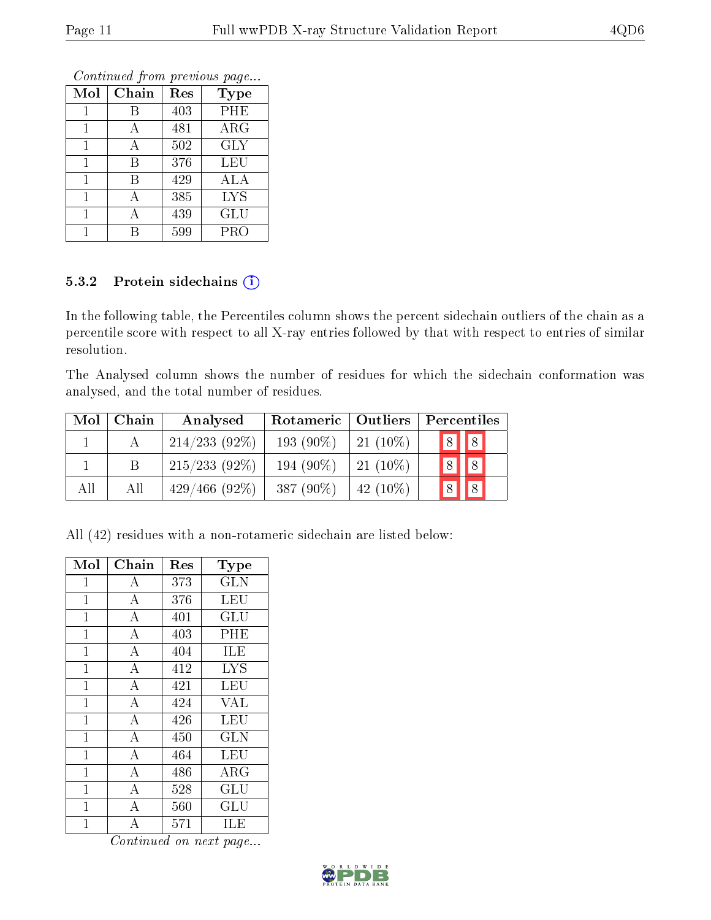*Continued from previous page...*

| Mol | Chain | Res | Type |
|---|---|---|---|
| 1 | B | 403 | PHE |
| 1 | A | 481 | ARG |
| 1 | A | 502 | GLY |
| 1 | B | 376 | LEU |
| 1 | B | 429 | ALA |
| 1 | A | 385 | LYS |
| 1 | A | 439 | GLU |
| 1 | B | 599 | PRO |

### 5.3.2 Protein sidechains

In the following table, the Percentiles column shows the percent sidechain outliers of the chain as a percentile score with respect to all X-ray entries followed by that with respect to entries of similar resolution.

The Analysed column shows the number of residues for which the sidechain conformation was analysed, and the total number of residues.

| Mol | Chain | Analysed | Rotameric | Outliers | Percentiles | |
|---|---|---|---|---|---|---|
| 1 | A | 214/233 (92%) | 193 (90%) | 21 (10%) | 8 | 8 |
| 1 | B | 215/233 (92%) | 194 (90%) | 21 (10%) | 8 | 8 |
| All | All | 429/466 (92%) | 387 (90%) | 42 (10%) | 8 | 8 |

All (42) residues with a non-rotameric sidechain are listed below:

| Mol | Chain | Res | Type |
|---|---|---|---|
| 1 | A | 373 | GLN |
| 1 | A | 376 | LEU |
| 1 | A | 401 | GLU |
| 1 | A | 403 | PHE |
| 1 | A | 404 | ILE |
| 1 | A | 412 | LYS |
| 1 | A | 421 | LEU |
| 1 | A | 424 | VAL |
| 1 | A | 426 | LEU |
| 1 | A | 450 | GLN |
| 1 | A | 464 | LEU |
| 1 | A | 486 | ARG |
| 1 | A | 528 | GLU |
| 1 | A | 560 | GLU |
| 1 | A | 571 | ILE |

*Continued on next page...*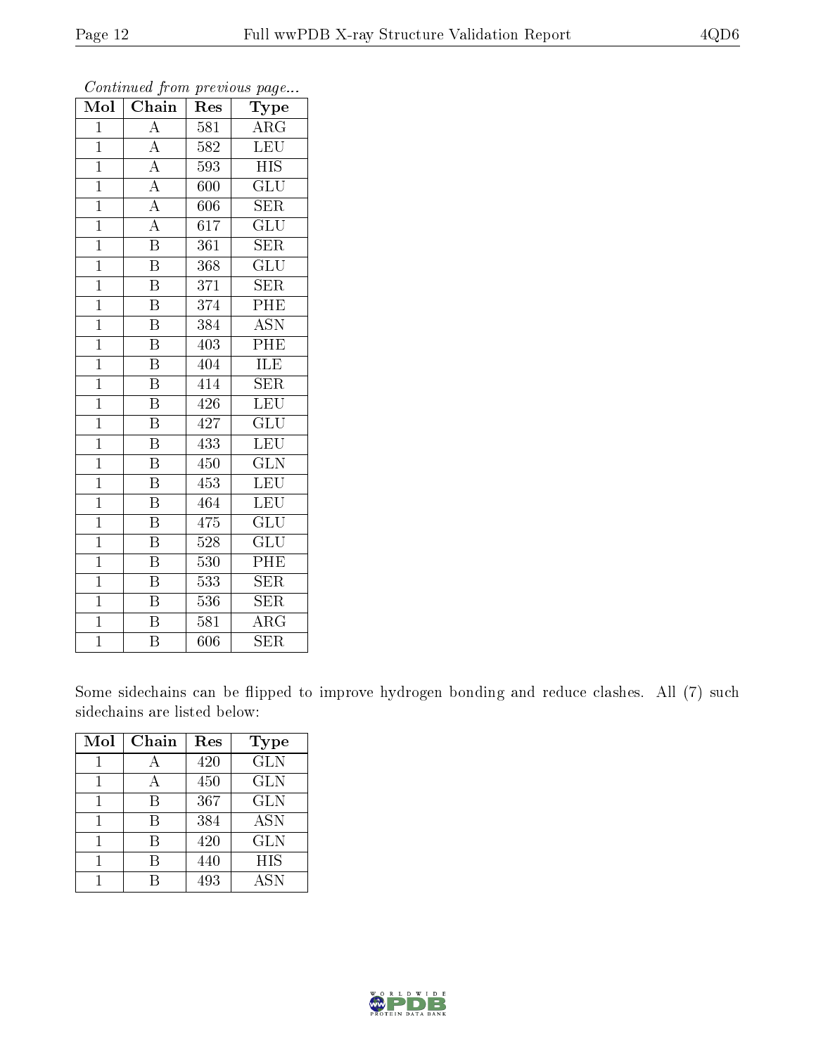*Continued from previous page...*

| Mol | Chain | Res | Type |
|---|---|---|---|
| 1 | A | 581 | ARG |
| 1 | A | 582 | LEU |
| 1 | A | 593 | HIS |
| 1 | A | 600 | GLU |
| 1 | A | 606 | SER |
| 1 | A | 617 | GLU |
| 1 | B | 361 | SER |
| 1 | B | 368 | GLU |
| 1 | B | 371 | SER |
| 1 | B | 374 | PHE |
| 1 | B | 384 | ASN |
| 1 | B | 403 | PHE |
| 1 | B | 404 | ILE |
| 1 | B | 414 | SER |
| 1 | B | 426 | LEU |
| 1 | B | 427 | GLU |
| 1 | B | 433 | LEU |
| 1 | B | 450 | GLN |
| 1 | B | 453 | LEU |
| 1 | B | 464 | LEU |
| 1 | B | 475 | GLU |
| 1 | B | 528 | GLU |
| 1 | B | 530 | PHE |
| 1 | B | 533 | SER |
| 1 | B | 536 | SER |
| 1 | B | 581 | ARG |
| 1 | B | 606 | SER |

Some sidechains can be flipped to improve hydrogen bonding and reduce clashes. All (7) such sidechains are listed below:

| Mol | Chain | Res | Type |
|---|---|---|---|
| 1 | A | 420 | GLN |
| 1 | A | 450 | GLN |
| 1 | B | 367 | GLN |
| 1 | B | 384 | ASN |
| 1 | B | 420 | GLN |
| 1 | B | 440 | HIS |
| 1 | B | 493 | ASN |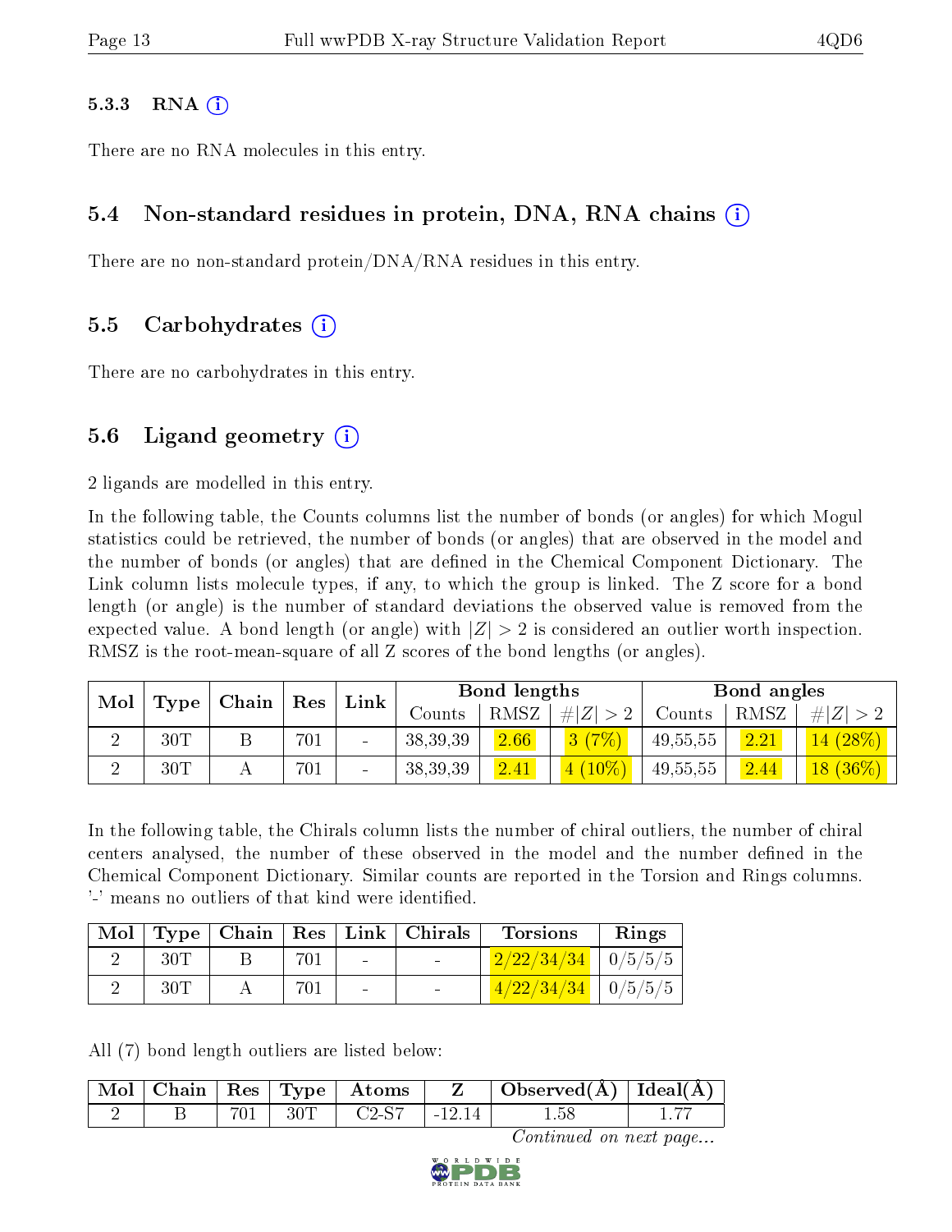### 5.3.3 RNA

There are no RNA molecules in this entry.

## 5.4 Non-standard residues in protein, DNA, RNA chains

There are no non-standard protein/DNA/RNA residues in this entry.

## 5.5 Carbohydrates

There are no carbohydrates in this entry.

## 5.6 Ligand geometry

2 ligands are modelled in this entry.

In the following table, the Counts columns list the number of bonds (or angles) for which Mogul statistics could be retrieved, the number of bonds (or angles) that are observed in the model and the number of bonds (or angles) that are defined in the Chemical Component Dictionary. The Link column lists molecule types, if any, to which the group is linked. The Z score for a bond length (or angle) is the number of standard deviations the observed value is removed from the expected value. A bond length (or angle) with $|Z| > 2$ is considered an outlier worth inspection. RMSZ is the root-mean-square of all Z scores of the bond lengths (or angles).

| Mol | Type | Chain | Res | Link | Bond lengths | | | Bond angles | | |
|---|---|---|---|---|---|---|---|---|---|---|
| | | | | | Counts | RMSZ | $\#\|Z\| > 2$ | Counts | RMSZ | $\#\|Z\| > 2$ |
| 2 | 30T | B | 701 | - | 38,39,39 | 2.66 | 3 (7%) | 49,55,55 | 2.21 | 14 (28%) |
| 2 | 30T | A | 701 | - | 38,39,39 | 2.41 | 4 (10%) | 49,55,55 | 2.44 | 18 (36%) |

In the following table, the Chirals column lists the number of chiral outliers, the number of chiral centers analysed, the number of these observed in the model and the number defined in the Chemical Component Dictionary. Similar counts are reported in the Torsion and Rings columns. '-' means no outliers of that kind were identified.

| Mol | Type | Chain | Res | Link | Chirals | Torsions | Rings |
|---|---|---|---|---|---|---|---|
| 2 | 30T | B | 701 | - | - | 2/22/34/34 | 0/5/5/5 |
| 2 | 30T | A | 701 | - | - | 4/22/34/34 | 0/5/5/5 |

All (7) bond length outliers are listed below:

| Mol | Chain | Res | Type | Atoms | Z | Observed(Å) | Ideal(Å) |
|---|---|---|---|---|---|---|---|
| 2 | B | 701 | 30T | C2-S7 | -12.14 | 1.58 | 1.77 |

*Continued on next page...*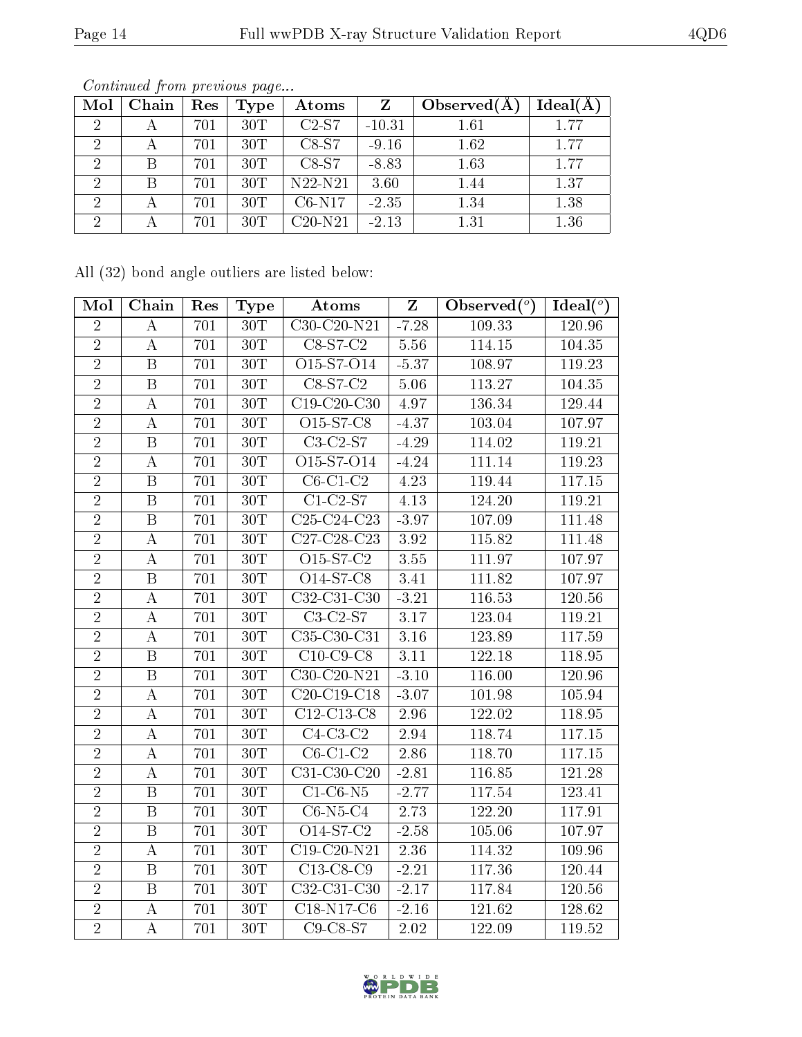*Continued from previous page...*

| Mol | Chain | Res | Type | Atoms | Z | Observed(Å) | Ideal(Å) |
|---|---|---|---|---|---|---|---|
| 2 | A | 701 | 30T | C2-S7 | -10.31 | 1.61 | 1.77 |
| 2 | A | 701 | 30T | C8-S7 | -9.16 | 1.62 | 1.77 |
| 2 | B | 701 | 30T | C8-S7 | -8.83 | 1.63 | 1.77 |
| 2 | B | 701 | 30T | N22-N21 | 3.60 | 1.44 | 1.37 |
| 2 | A | 701 | 30T | C6-N17 | -2.35 | 1.34 | 1.38 |
| 2 | A | 701 | 30T | C20-N21 | -2.13 | 1.31 | 1.36 |

All (32) bond angle outliers are listed below:

| Mol | Chain | Res | Type | Atoms | Z | Observed(°) | Ideal(°) |
|---|---|---|---|---|---|---|---|
| 2 | A | 701 | 30T | C30-C20-N21 | -7.28 | 109.33 | 120.96 |
| 2 | A | 701 | 30T | C8-S7-C2 | 5.56 | 114.15 | 104.35 |
| 2 | B | 701 | 30T | O15-S7-O14 | -5.37 | 108.97 | 119.23 |
| 2 | B | 701 | 30T | C8-S7-C2 | 5.06 | 113.27 | 104.35 |
| 2 | A | 701 | 30T | C19-C20-C30 | 4.97 | 136.34 | 129.44 |
| 2 | A | 701 | 30T | O15-S7-C8 | -4.37 | 103.04 | 107.97 |
| 2 | B | 701 | 30T | C3-C2-S7 | -4.29 | 114.02 | 119.21 |
| 2 | A | 701 | 30T | O15-S7-O14 | -4.24 | 111.14 | 119.23 |
| 2 | B | 701 | 30T | C6-C1-C2 | 4.23 | 119.44 | 117.15 |
| 2 | B | 701 | 30T | C1-C2-S7 | 4.13 | 124.20 | 119.21 |
| 2 | B | 701 | 30T | C25-C24-C23 | -3.97 | 107.09 | 111.48 |
| 2 | A | 701 | 30T | C27-C28-C23 | 3.92 | 115.82 | 111.48 |
| 2 | A | 701 | 30T | O15-S7-C2 | 3.55 | 111.97 | 107.97 |
| 2 | B | 701 | 30T | O14-S7-C8 | 3.41 | 111.82 | 107.97 |
| 2 | A | 701 | 30T | C32-C31-C30 | -3.21 | 116.53 | 120.56 |
| 2 | A | 701 | 30T | C3-C2-S7 | 3.17 | 123.04 | 119.21 |
| 2 | A | 701 | 30T | C35-C30-C31 | 3.16 | 123.89 | 117.59 |
| 2 | B | 701 | 30T | C10-C9-C8 | 3.11 | 122.18 | 118.95 |
| 2 | B | 701 | 30T | C30-C20-N21 | -3.10 | 116.00 | 120.96 |
| 2 | A | 701 | 30T | C20-C19-C18 | -3.07 | 101.98 | 105.94 |
| 2 | A | 701 | 30T | C12-C13-C8 | 2.96 | 122.02 | 118.95 |
| 2 | A | 701 | 30T | C4-C3-C2 | 2.94 | 118.74 | 117.15 |
| 2 | A | 701 | 30T | C6-C1-C2 | 2.86 | 118.70 | 117.15 |
| 2 | A | 701 | 30T | C31-C30-C20 | -2.81 | 116.85 | 121.28 |
| 2 | B | 701 | 30T | C1-C6-N5 | -2.77 | 117.54 | 123.41 |
| 2 | B | 701 | 30T | C6-N5-C4 | 2.73 | 122.20 | 117.91 |
| 2 | B | 701 | 30T | O14-S7-C2 | -2.58 | 105.06 | 107.97 |
| 2 | A | 701 | 30T | C19-C20-N21 | 2.36 | 114.32 | 109.96 |
| 2 | B | 701 | 30T | C13-C8-C9 | -2.21 | 117.36 | 120.44 |
| 2 | B | 701 | 30T | C32-C31-C30 | -2.17 | 117.84 | 120.56 |
| 2 | A | 701 | 30T | C18-N17-C6 | -2.16 | 121.62 | 128.62 |
| 2 | A | 701 | 30T | C9-C8-S7 | 2.02 | 122.09 | 119.52 |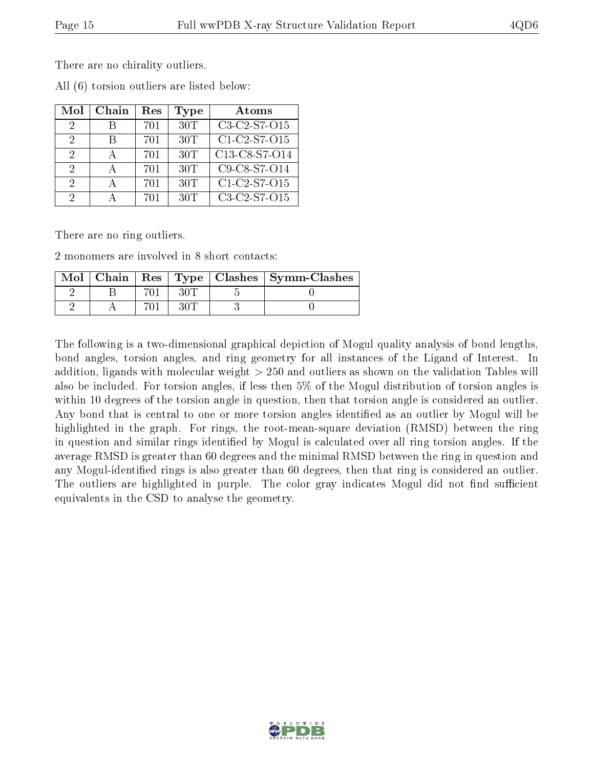There are no chirality outliers.

All (6) torsion outliers are listed below:

| Mol | Chain | Res | Type | Atoms |
|---|---|---|---|---|
| 2 | B | 701 | 30T | C3-C2-S7-O15 |
| 2 | B | 701 | 30T | C1-C2-S7-O15 |
| 2 | A | 701 | 30T | C13-C8-S7-O14 |
| 2 | A | 701 | 30T | C9-C8-S7-O14 |
| 2 | A | 701 | 30T | C1-C2-S7-O15 |
| 2 | A | 701 | 30T | C3-C2-S7-O15 |

There are no ring outliers.

2 monomers are involved in 8 short contacts:

| Mol | Chain | Res | Type | Clashes | Symm-Clashes |
|---|---|---|---|---|---|
| 2 | B | 701 | 30T | 5 | 0 |
| 2 | A | 701 | 30T | 3 | 0 |

The following is a two-dimensional graphical depiction of Mogul quality analysis of bond lengths, bond angles, torsion angles, and ring geometry for all instances of the Ligand of Interest. In addition, ligands with molecular weight > 250 and outliers as shown on the validation Tables will also be included. For torsion angles, if less then 5% of the Mogul distribution of torsion angles is within 10 degrees of the torsion angle in question, then that torsion angle is considered an outlier. Any bond that is central to one or more torsion angles identified as an outlier by Mogul will be highlighted in the graph. For rings, the root-mean-square deviation (RMSD) between the ring in question and similar rings identified by Mogul is calculated over all ring torsion angles. If the average RMSD is greater than 60 degrees and the minimal RMSD between the ring in question and any Mogul-identified rings is also greater than 60 degrees, then that ring is considered an outlier. The outliers are highlighted in purple. The color gray indicates Mogul did not find sufficient equivalents in the CSD to analyse the geometry.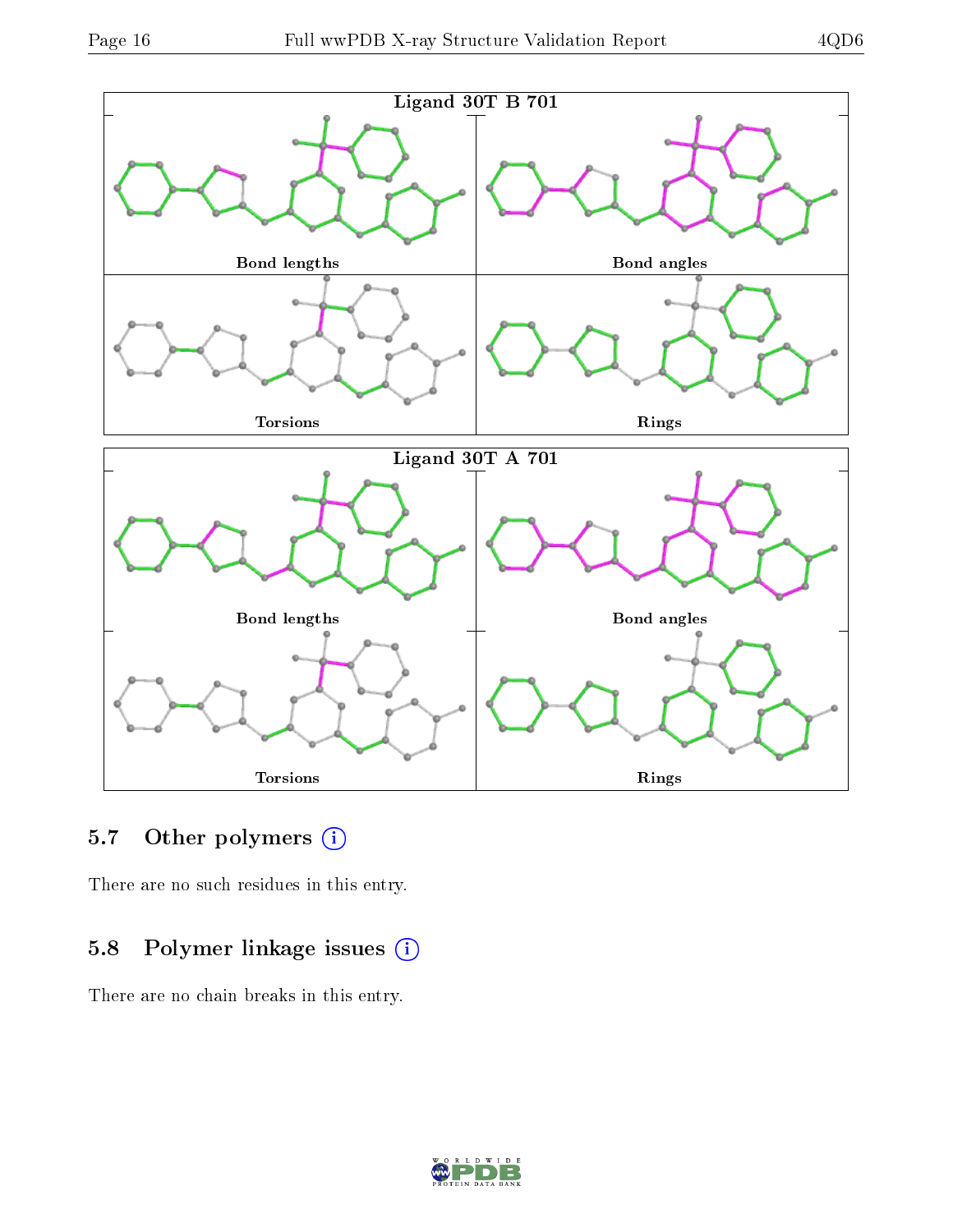Ligand 30T B 701

Bond lengths

Bond angles

Torsions

Rings

Ligand 30T A 701

Bond lengths

Bond angles

Torsions

Rings

## 5.7 Other polymers

There are no such residues in this entry.

## 5.8 Polymer linkage issues

There are no chain breaks in this entry.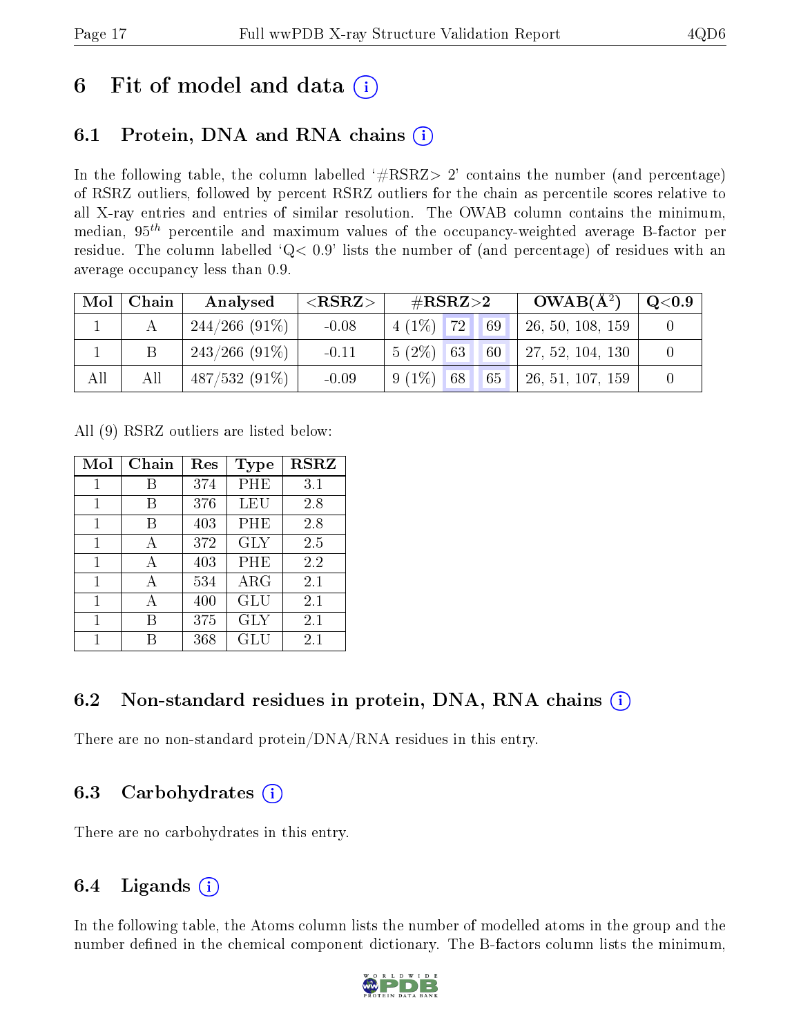# 6 Fit of model and data (i)

## 6.1 Protein, DNA and RNA chains (i)

In the following table, the column labelled '#RSRZ> 2' contains the number (and percentage) of RSRZ outliers, followed by percent RSRZ outliers for the chain as percentile scores relative to all X-ray entries and entries of similar resolution. The OWAB column contains the minimum, median, $95^{th}$ percentile and maximum values of the occupancy-weighted average B-factor per residue. The column labelled 'Q< 0.9' lists the number of (and percentage) of residues with an average occupancy less than 0.9.

| Mol | Chain | Analysed | <RSRZ> | #RSRZ>2 | | | OWAB(Å$^2$) | Q<0.9 |
|---|---|---|---|---|---|---|---|---|
| 1 | A | 244/266 (91%) | -0.08 | 4 (1%) | 72 | 69 | 26, 50, 108, 159 | 0 |
| 1 | B | 243/266 (91%) | -0.11 | 5 (2%) | 63 | 60 | 27, 52, 104, 130 | 0 |
| All | All | 487/532 (91%) | -0.09 | 9 (1%) | 68 | 65 | 26, 51, 107, 159 | 0 |

All (9) RSRZ outliers are listed below:

| Mol | Chain | Res | Type | RSRZ |
|---|---|---|---|---|
| 1 | B | 374 | PHE | 3.1 |
| 1 | B | 376 | LEU | 2.8 |
| 1 | B | 403 | PHE | 2.8 |
| 1 | A | 372 | GLY | 2.5 |
| 1 | A | 403 | PHE | 2.2 |
| 1 | A | 534 | ARG | 2.1 |
| 1 | A | 400 | GLU | 2.1 |
| 1 | B | 375 | GLY | 2.1 |
| 1 | B | 368 | GLU | 2.1 |

## 6.2 Non-standard residues in protein, DNA, RNA chains (i)

There are no non-standard protein/DNA/RNA residues in this entry.

## 6.3 Carbohydrates (i)

There are no carbohydrates in this entry.

## 6.4 Ligands (i)

In the following table, the Atoms column lists the number of modelled atoms in the group and the number defined in the chemical component dictionary. The B-factors column lists the minimum,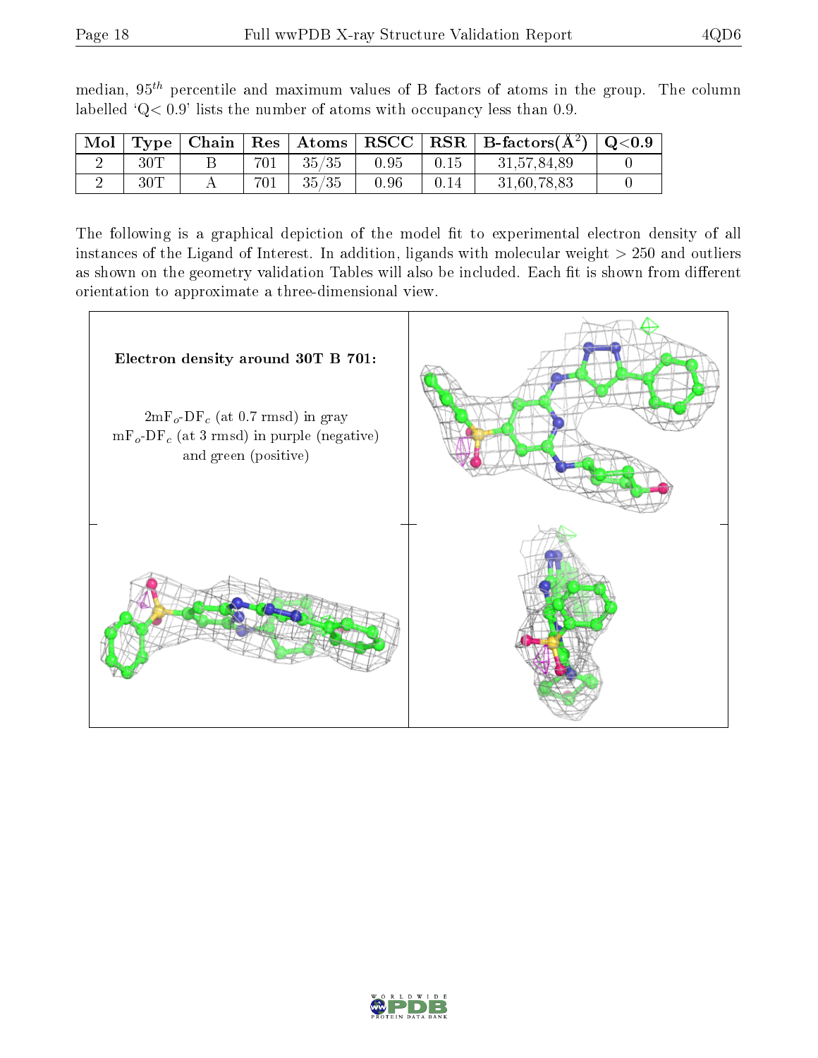median, $95^{th}$ percentile and maximum values of B factors of atoms in the group. The column labelled 'Q< 0.9' lists the number of atoms with occupancy less than 0.9.

| Mol | Type | Chain | Res | Atoms | RSCC | RSR | B-factors($Å^2$) | Q<0.9 |
|---|---|---|---|---|---|---|---|---|
| 2 | 30T | B | 701 | 35/35 | 0.95 | 0.15 | 31,57,84,89 | 0 |
| 2 | 30T | A | 701 | 35/35 | 0.96 | 0.14 | 31,60,78,83 | 0 |

The following is a graphical depiction of the model fit to experimental electron density of all instances of the Ligand of Interest. In addition, ligands with molecular weight > 250 and outliers as shown on the geometry validation Tables will also be included. Each fit is shown from different orientation to approximate a three-dimensional view.

**Electron density around 30T B 701:**

$2mF_o$-$DF_c$ (at 0.7 rmsd) in gray
$mF_o$-$DF_c$ (at 3 rmsd) in purple (negative) and green (positive)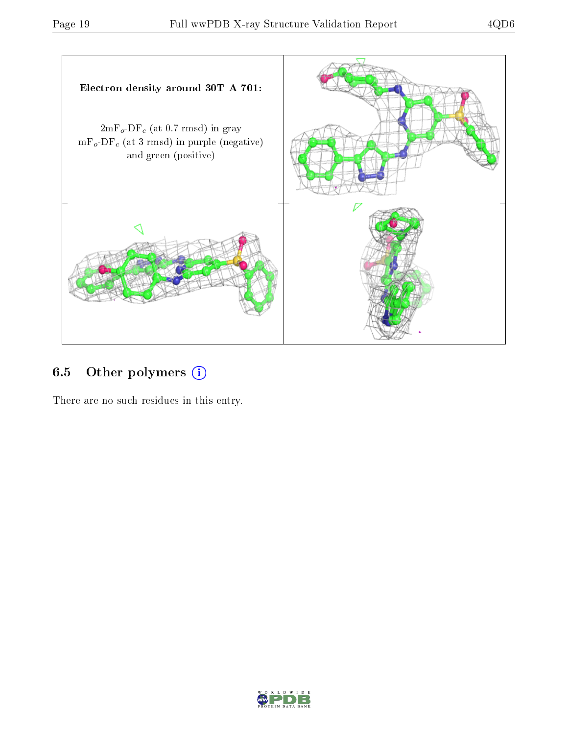Electron density around 30T A 701:

$2mF_o$-$DF_c$ (at 0.7 rmsd) in gray
$mF_o$-$DF_c$ (at 3 rmsd) in purple (negative)
and green (positive)

## 6.5 Other polymers

There are no such residues in this entry.